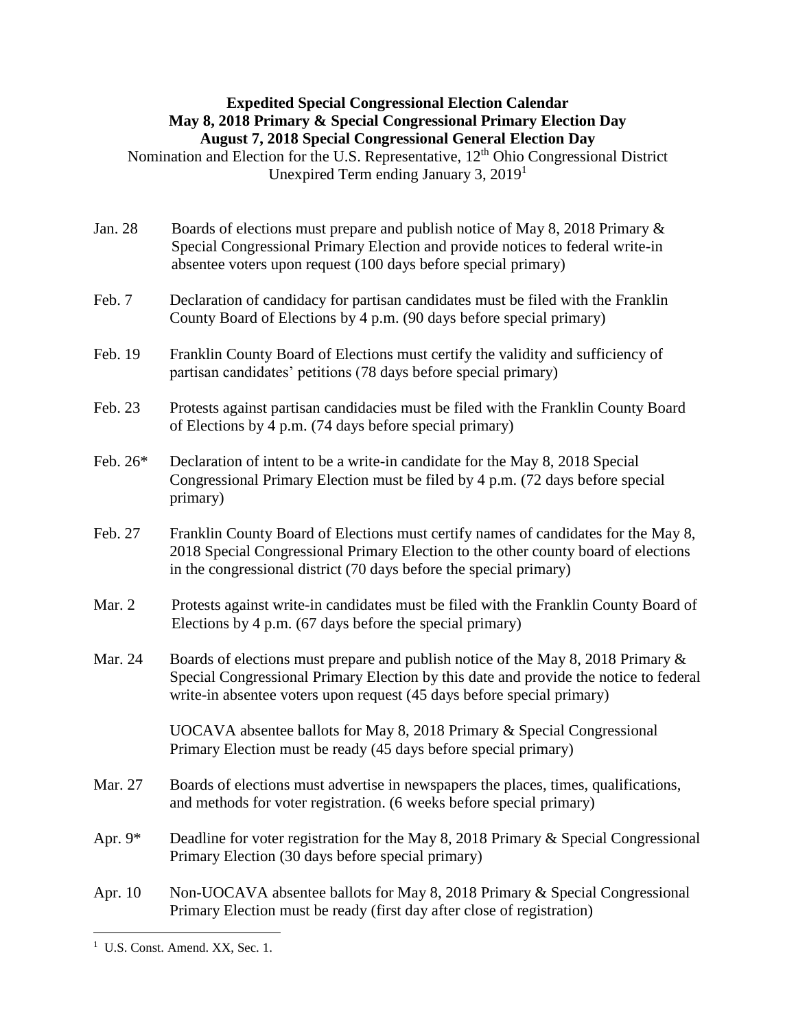**Expedited Special Congressional Election Calendar**
**May 8, 2018 Primary & Special Congressional Primary Election Day**
**August 7, 2018 Special Congressional General Election Day**

Nomination and Election for the U.S. Representative, 12th Ohio Congressional District
Unexpired Term ending January 3, 2019[1]

Jan. 28 — Boards of elections must prepare and publish notice of May 8, 2018 Primary & Special Congressional Primary Election and provide notices to federal write-in absentee voters upon request (100 days before special primary)

Feb. 7 — Declaration of candidacy for partisan candidates must be filed with the Franklin County Board of Elections by 4 p.m. (90 days before special primary)

Feb. 19 — Franklin County Board of Elections must certify the validity and sufficiency of partisan candidates' petitions (78 days before special primary)

Feb. 23 — Protests against partisan candidacies must be filed with the Franklin County Board of Elections by 4 p.m. (74 days before special primary)

Feb. 26* — Declaration of intent to be a write-in candidate for the May 8, 2018 Special Congressional Primary Election must be filed by 4 p.m. (72 days before special primary)

Feb. 27 — Franklin County Board of Elections must certify names of candidates for the May 8, 2018 Special Congressional Primary Election to the other county board of elections in the congressional district (70 days before the special primary)

Mar. 2 — Protests against write-in candidates must be filed with the Franklin County Board of Elections by 4 p.m. (67 days before the special primary)

Mar. 24 — Boards of elections must prepare and publish notice of the May 8, 2018 Primary & Special Congressional Primary Election by this date and provide the notice to federal write-in absentee voters upon request (45 days before special primary)

UOCAVA absentee ballots for May 8, 2018 Primary & Special Congressional Primary Election must be ready (45 days before special primary)

Mar. 27 — Boards of elections must advertise in newspapers the places, times, qualifications, and methods for voter registration. (6 weeks before special primary)

Apr. 9* — Deadline for voter registration for the May 8, 2018 Primary & Special Congressional Primary Election (30 days before special primary)

Apr. 10 — Non-UOCAVA absentee ballots for May 8, 2018 Primary & Special Congressional Primary Election must be ready (first day after close of registration)

---

[1] U.S. Const. Amend. XX, Sec. 1.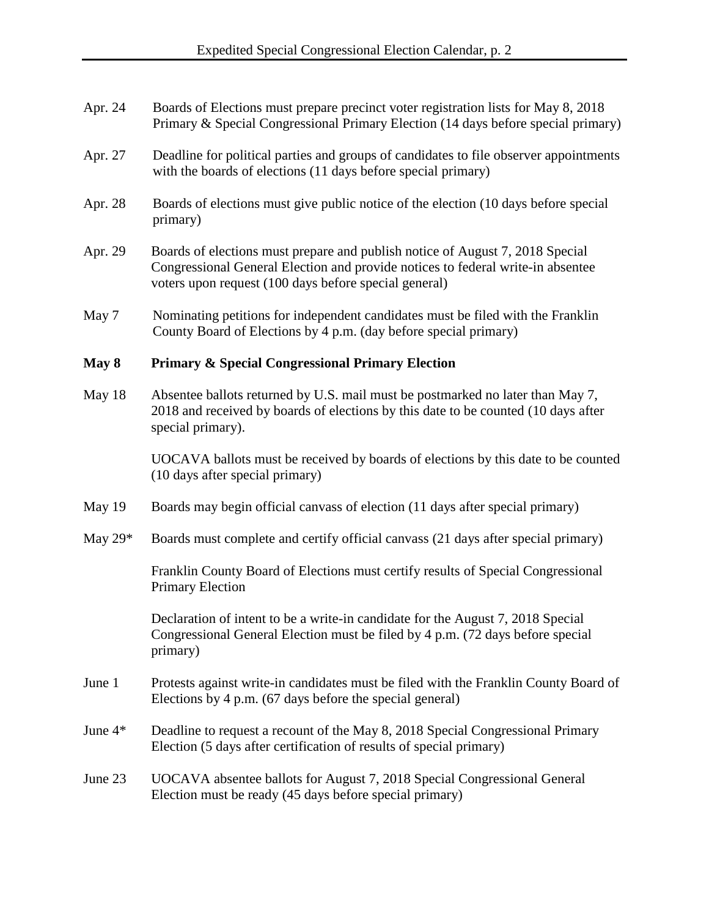Apr. 24 Boards of Elections must prepare precinct voter registration lists for May 8, 2018 Primary & Special Congressional Primary Election (14 days before special primary)

Apr. 27 Deadline for political parties and groups of candidates to file observer appointments with the boards of elections (11 days before special primary)

Apr. 28 Boards of elections must give public notice of the election (10 days before special primary)

Apr. 29 Boards of elections must prepare and publish notice of August 7, 2018 Special Congressional General Election and provide notices to federal write-in absentee voters upon request (100 days before special general)

May 7 Nominating petitions for independent candidates must be filed with the Franklin County Board of Elections by 4 p.m. (day before special primary)

**May 8 Primary & Special Congressional Primary Election**

May 18 Absentee ballots returned by U.S. mail must be postmarked no later than May 7, 2018 and received by boards of elections by this date to be counted (10 days after special primary).

UOCAVA ballots must be received by boards of elections by this date to be counted (10 days after special primary)

May 19 Boards may begin official canvass of election (11 days after special primary)

May 29* Boards must complete and certify official canvass (21 days after special primary)

Franklin County Board of Elections must certify results of Special Congressional Primary Election

Declaration of intent to be a write-in candidate for the August 7, 2018 Special Congressional General Election must be filed by 4 p.m. (72 days before special primary)

June 1 Protests against write-in candidates must be filed with the Franklin County Board of Elections by 4 p.m. (67 days before the special general)

June 4* Deadline to request a recount of the May 8, 2018 Special Congressional Primary Election (5 days after certification of results of special primary)

June 23 UOCAVA absentee ballots for August 7, 2018 Special Congressional General Election must be ready (45 days before special primary)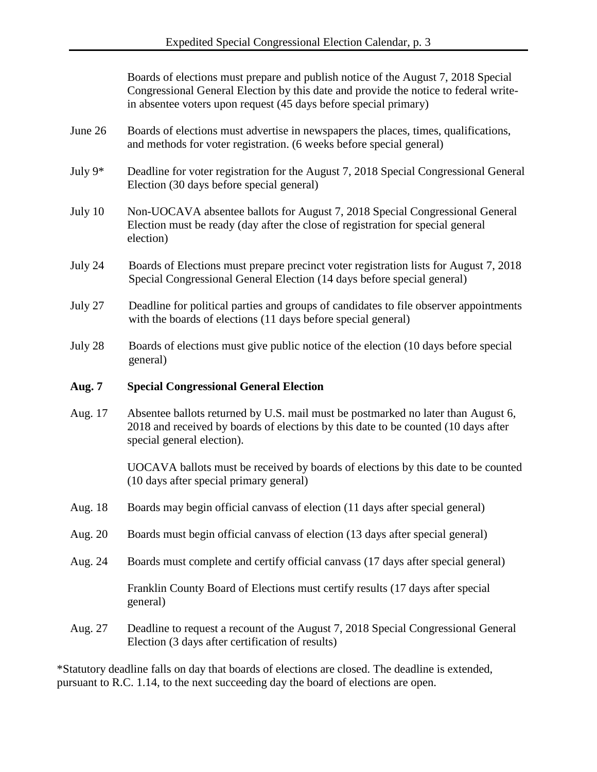Boards of elections must prepare and publish notice of the August 7, 2018 Special Congressional General Election by this date and provide the notice to federal write-in absentee voters upon request (45 days before special primary)

| | |
|---|---|
| June 26 | Boards of elections must advertise in newspapers the places, times, qualifications, and methods for voter registration. (6 weeks before special general) |
| July 9* | Deadline for voter registration for the August 7, 2018 Special Congressional General Election (30 days before special general) |
| July 10 | Non-UOCAVA absentee ballots for August 7, 2018 Special Congressional General Election must be ready (day after the close of registration for special general election) |
| July 24 | Boards of Elections must prepare precinct voter registration lists for August 7, 2018 Special Congressional General Election (14 days before special general) |
| July 27 | Deadline for political parties and groups of candidates to file observer appointments with the boards of elections (11 days before special general) |
| July 28 | Boards of elections must give public notice of the election (10 days before special general) |
| **Aug. 7** | **Special Congressional General Election** |
| Aug. 17 | Absentee ballots returned by U.S. mail must be postmarked no later than August 6, 2018 and received by boards of elections by this date to be counted (10 days after special general election). |
| | UOCAVA ballots must be received by boards of elections by this date to be counted (10 days after special primary general) |
| Aug. 18 | Boards may begin official canvass of election (11 days after special general) |
| Aug. 20 | Boards must begin official canvass of election (13 days after special general) |
| Aug. 24 | Boards must complete and certify official canvass (17 days after special general) |
| | Franklin County Board of Elections must certify results (17 days after special general) |
| Aug. 27 | Deadline to request a recount of the August 7, 2018 Special Congressional General Election (3 days after certification of results) |

*Statutory deadline falls on day that boards of elections are closed. The deadline is extended, pursuant to R.C. 1.14, to the next succeeding day the board of elections are open.